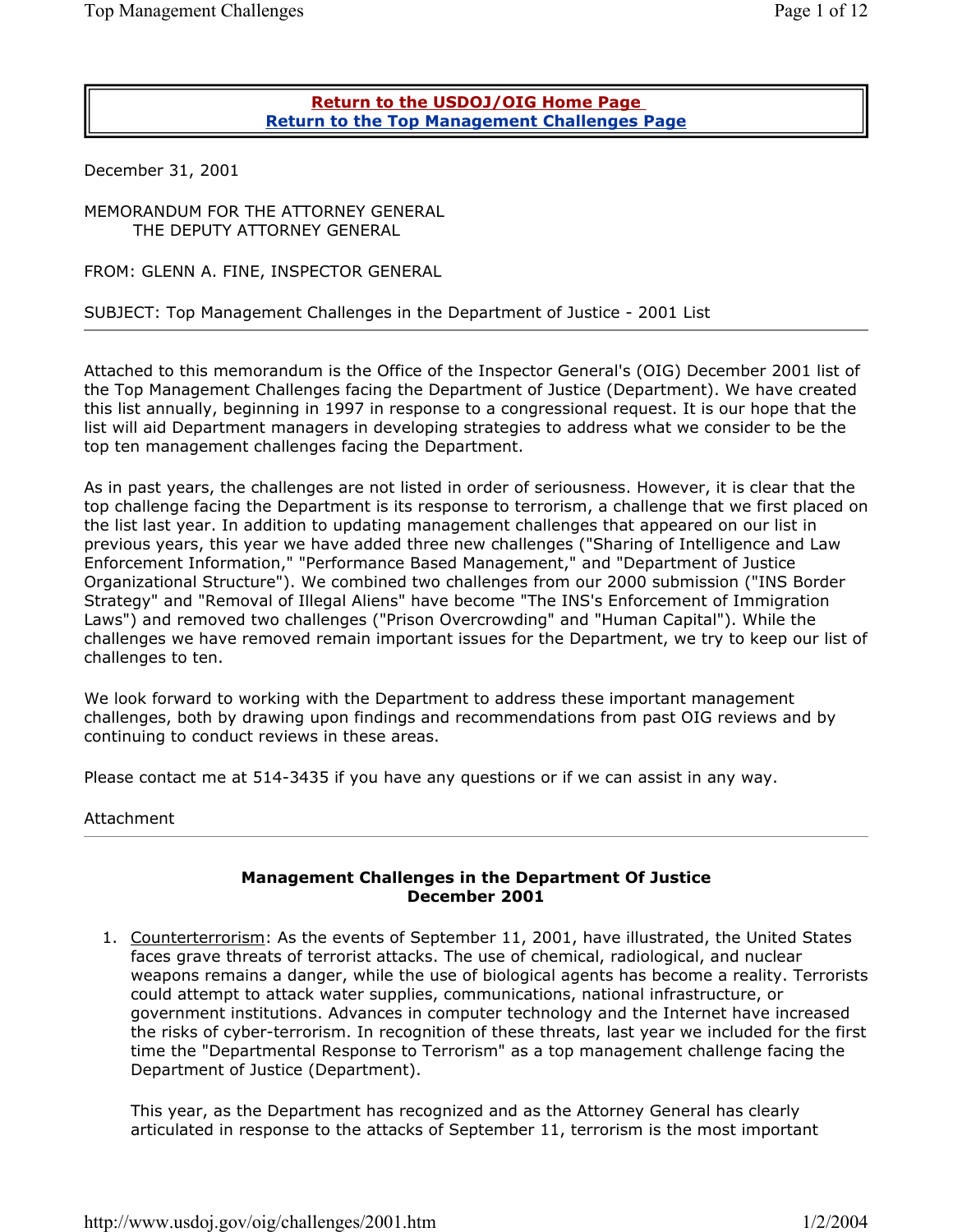**Return to the USDOJ/OIG Home Page**
**Return to the Top Management Challenges Page**

December 31, 2001

MEMORANDUM FOR THE ATTORNEY GENERAL
THE DEPUTY ATTORNEY GENERAL

FROM: GLENN A. FINE, INSPECTOR GENERAL

SUBJECT: Top Management Challenges in the Department of Justice - 2001 List

---

Attached to this memorandum is the Office of the Inspector General's (OIG) December 2001 list of the Top Management Challenges facing the Department of Justice (Department). We have created this list annually, beginning in 1997 in response to a congressional request. It is our hope that the list will aid Department managers in developing strategies to address what we consider to be the top ten management challenges facing the Department.

As in past years, the challenges are not listed in order of seriousness. However, it is clear that the top challenge facing the Department is its response to terrorism, a challenge that we first placed on the list last year. In addition to updating management challenges that appeared on our list in previous years, this year we have added three new challenges ("Sharing of Intelligence and Law Enforcement Information," "Performance Based Management," and "Department of Justice Organizational Structure"). We combined two challenges from our 2000 submission ("INS Border Strategy" and "Removal of Illegal Aliens" have become "The INS's Enforcement of Immigration Laws") and removed two challenges ("Prison Overcrowding" and "Human Capital"). While the challenges we have removed remain important issues for the Department, we try to keep our list of challenges to ten.

We look forward to working with the Department to address these important management challenges, both by drawing upon findings and recommendations from past OIG reviews and by continuing to conduct reviews in these areas.

Please contact me at 514-3435 if you have any questions or if we can assist in any way.

Attachment

---

**Management Challenges in the Department Of Justice**
**December 2001**

1. Counterterrorism: As the events of September 11, 2001, have illustrated, the United States faces grave threats of terrorist attacks. The use of chemical, radiological, and nuclear weapons remains a danger, while the use of biological agents has become a reality. Terrorists could attempt to attack water supplies, communications, national infrastructure, or government institutions. Advances in computer technology and the Internet have increased the risks of cyber-terrorism. In recognition of these threats, last year we included for the first time the "Departmental Response to Terrorism" as a top management challenge facing the Department of Justice (Department).

   This year, as the Department has recognized and as the Attorney General has clearly articulated in response to the attacks of September 11, terrorism is the most important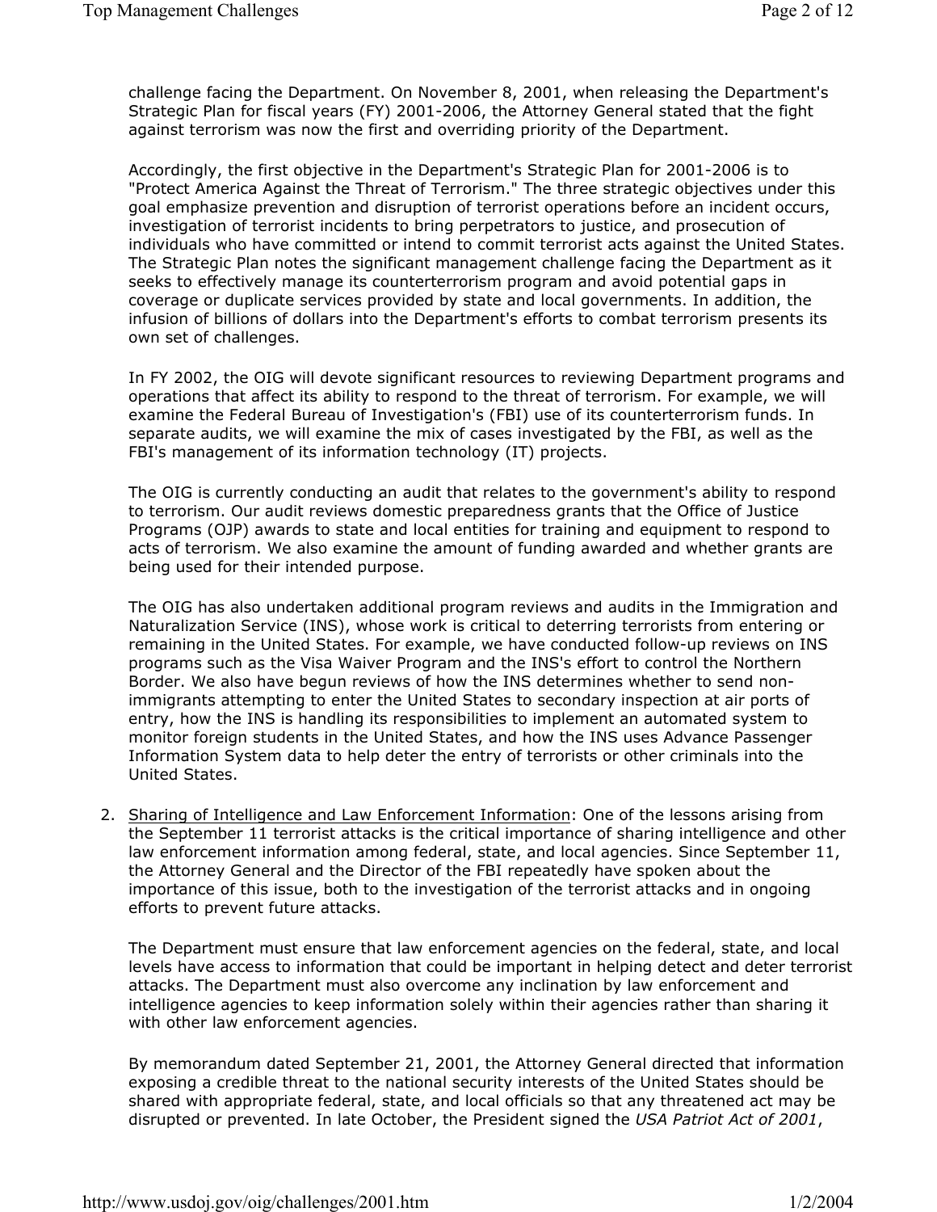challenge facing the Department. On November 8, 2001, when releasing the Department's Strategic Plan for fiscal years (FY) 2001-2006, the Attorney General stated that the fight against terrorism was now the first and overriding priority of the Department.

Accordingly, the first objective in the Department's Strategic Plan for 2001-2006 is to "Protect America Against the Threat of Terrorism." The three strategic objectives under this goal emphasize prevention and disruption of terrorist operations before an incident occurs, investigation of terrorist incidents to bring perpetrators to justice, and prosecution of individuals who have committed or intend to commit terrorist acts against the United States. The Strategic Plan notes the significant management challenge facing the Department as it seeks to effectively manage its counterterrorism program and avoid potential gaps in coverage or duplicate services provided by state and local governments. In addition, the infusion of billions of dollars into the Department's efforts to combat terrorism presents its own set of challenges.

In FY 2002, the OIG will devote significant resources to reviewing Department programs and operations that affect its ability to respond to the threat of terrorism. For example, we will examine the Federal Bureau of Investigation's (FBI) use of its counterterrorism funds. In separate audits, we will examine the mix of cases investigated by the FBI, as well as the FBI's management of its information technology (IT) projects.

The OIG is currently conducting an audit that relates to the government's ability to respond to terrorism. Our audit reviews domestic preparedness grants that the Office of Justice Programs (OJP) awards to state and local entities for training and equipment to respond to acts of terrorism. We also examine the amount of funding awarded and whether grants are being used for their intended purpose.

The OIG has also undertaken additional program reviews and audits in the Immigration and Naturalization Service (INS), whose work is critical to deterring terrorists from entering or remaining in the United States. For example, we have conducted follow-up reviews on INS programs such as the Visa Waiver Program and the INS's effort to control the Northern Border. We also have begun reviews of how the INS determines whether to send non-immigrants attempting to enter the United States to secondary inspection at air ports of entry, how the INS is handling its responsibilities to implement an automated system to monitor foreign students in the United States, and how the INS uses Advance Passenger Information System data to help deter the entry of terrorists or other criminals into the United States.

2. Sharing of Intelligence and Law Enforcement Information: One of the lessons arising from the September 11 terrorist attacks is the critical importance of sharing intelligence and other law enforcement information among federal, state, and local agencies. Since September 11, the Attorney General and the Director of the FBI repeatedly have spoken about the importance of this issue, both to the investigation of the terrorist attacks and in ongoing efforts to prevent future attacks.

   The Department must ensure that law enforcement agencies on the federal, state, and local levels have access to information that could be important in helping detect and deter terrorist attacks. The Department must also overcome any inclination by law enforcement and intelligence agencies to keep information solely within their agencies rather than sharing it with other law enforcement agencies.

   By memorandum dated September 21, 2001, the Attorney General directed that information exposing a credible threat to the national security interests of the United States should be shared with appropriate federal, state, and local officials so that any threatened act may be disrupted or prevented. In late October, the President signed the *USA Patriot Act of 2001*,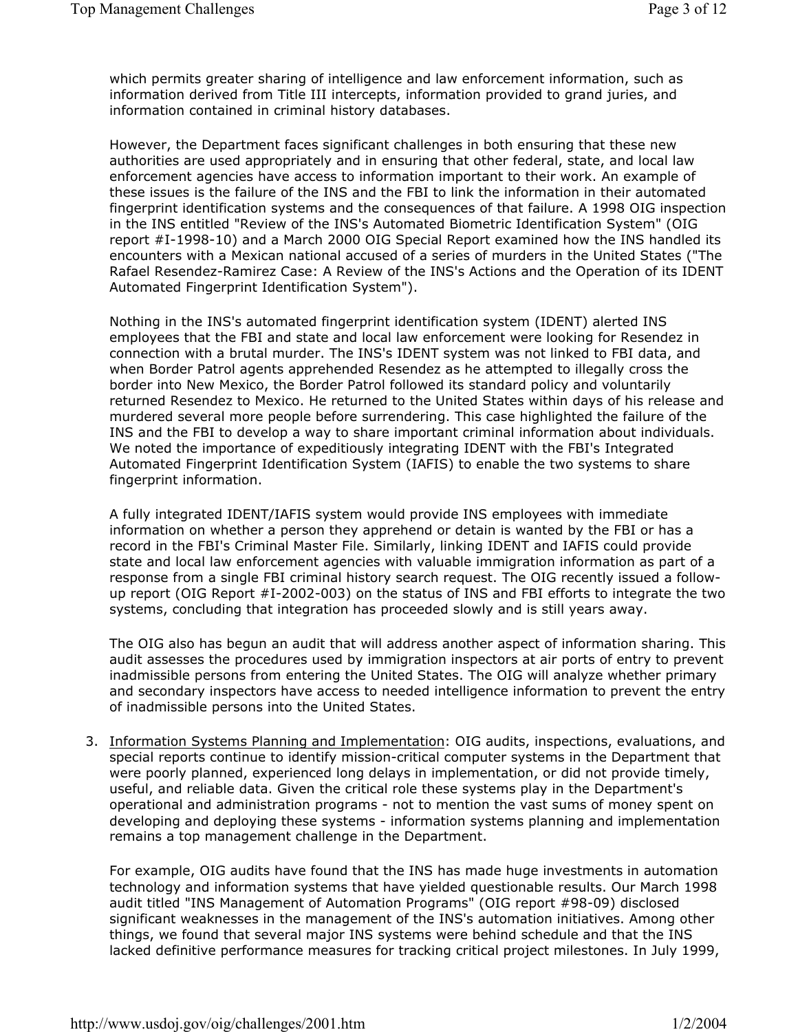which permits greater sharing of intelligence and law enforcement information, such as information derived from Title III intercepts, information provided to grand juries, and information contained in criminal history databases.

However, the Department faces significant challenges in both ensuring that these new authorities are used appropriately and in ensuring that other federal, state, and local law enforcement agencies have access to information important to their work. An example of these issues is the failure of the INS and the FBI to link the information in their automated fingerprint identification systems and the consequences of that failure. A 1998 OIG inspection in the INS entitled "Review of the INS's Automated Biometric Identification System" (OIG report #I-1998-10) and a March 2000 OIG Special Report examined how the INS handled its encounters with a Mexican national accused of a series of murders in the United States ("The Rafael Resendez-Ramirez Case: A Review of the INS's Actions and the Operation of its IDENT Automated Fingerprint Identification System").

Nothing in the INS's automated fingerprint identification system (IDENT) alerted INS employees that the FBI and state and local law enforcement were looking for Resendez in connection with a brutal murder. The INS's IDENT system was not linked to FBI data, and when Border Patrol agents apprehended Resendez as he attempted to illegally cross the border into New Mexico, the Border Patrol followed its standard policy and voluntarily returned Resendez to Mexico. He returned to the United States within days of his release and murdered several more people before surrendering. This case highlighted the failure of the INS and the FBI to develop a way to share important criminal information about individuals. We noted the importance of expeditiously integrating IDENT with the FBI's Integrated Automated Fingerprint Identification System (IAFIS) to enable the two systems to share fingerprint information.

A fully integrated IDENT/IAFIS system would provide INS employees with immediate information on whether a person they apprehend or detain is wanted by the FBI or has a record in the FBI's Criminal Master File. Similarly, linking IDENT and IAFIS could provide state and local law enforcement agencies with valuable immigration information as part of a response from a single FBI criminal history search request. The OIG recently issued a follow-up report (OIG Report #I-2002-003) on the status of INS and FBI efforts to integrate the two systems, concluding that integration has proceeded slowly and is still years away.

The OIG also has begun an audit that will address another aspect of information sharing. This audit assesses the procedures used by immigration inspectors at air ports of entry to prevent inadmissible persons from entering the United States. The OIG will analyze whether primary and secondary inspectors have access to needed intelligence information to prevent the entry of inadmissible persons into the United States.

3. Information Systems Planning and Implementation: OIG audits, inspections, evaluations, and special reports continue to identify mission-critical computer systems in the Department that were poorly planned, experienced long delays in implementation, or did not provide timely, useful, and reliable data. Given the critical role these systems play in the Department's operational and administration programs - not to mention the vast sums of money spent on developing and deploying these systems - information systems planning and implementation remains a top management challenge in the Department.

   For example, OIG audits have found that the INS has made huge investments in automation technology and information systems that have yielded questionable results. Our March 1998 audit titled "INS Management of Automation Programs" (OIG report #98-09) disclosed significant weaknesses in the management of the INS's automation initiatives. Among other things, we found that several major INS systems were behind schedule and that the INS lacked definitive performance measures for tracking critical project milestones. In July 1999,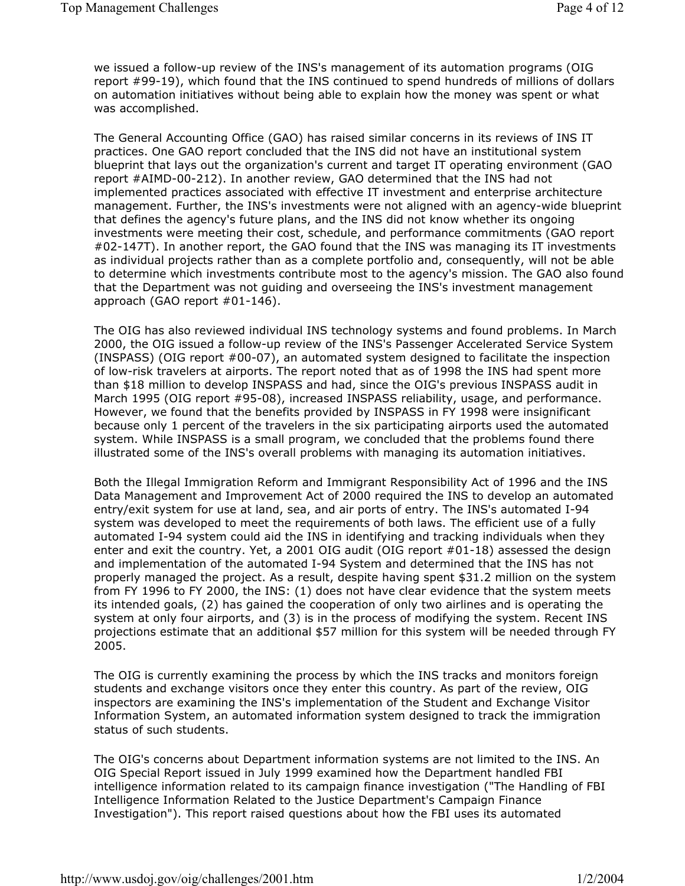we issued a follow-up review of the INS's management of its automation programs (OIG report #99-19), which found that the INS continued to spend hundreds of millions of dollars on automation initiatives without being able to explain how the money was spent or what was accomplished.

The General Accounting Office (GAO) has raised similar concerns in its reviews of INS IT practices. One GAO report concluded that the INS did not have an institutional system blueprint that lays out the organization's current and target IT operating environment (GAO report #AIMD-00-212). In another review, GAO determined that the INS had not implemented practices associated with effective IT investment and enterprise architecture management. Further, the INS's investments were not aligned with an agency-wide blueprint that defines the agency's future plans, and the INS did not know whether its ongoing investments were meeting their cost, schedule, and performance commitments (GAO report #02-147T). In another report, the GAO found that the INS was managing its IT investments as individual projects rather than as a complete portfolio and, consequently, will not be able to determine which investments contribute most to the agency's mission. The GAO also found that the Department was not guiding and overseeing the INS's investment management approach (GAO report #01-146).

The OIG has also reviewed individual INS technology systems and found problems. In March 2000, the OIG issued a follow-up review of the INS's Passenger Accelerated Service System (INSPASS) (OIG report #00-07), an automated system designed to facilitate the inspection of low-risk travelers at airports. The report noted that as of 1998 the INS had spent more than $18 million to develop INSPASS and had, since the OIG's previous INSPASS audit in March 1995 (OIG report #95-08), increased INSPASS reliability, usage, and performance. However, we found that the benefits provided by INSPASS in FY 1998 were insignificant because only 1 percent of the travelers in the six participating airports used the automated system. While INSPASS is a small program, we concluded that the problems found there illustrated some of the INS's overall problems with managing its automation initiatives.

Both the Illegal Immigration Reform and Immigrant Responsibility Act of 1996 and the INS Data Management and Improvement Act of 2000 required the INS to develop an automated entry/exit system for use at land, sea, and air ports of entry. The INS's automated I-94 system was developed to meet the requirements of both laws. The efficient use of a fully automated I-94 system could aid the INS in identifying and tracking individuals when they enter and exit the country. Yet, a 2001 OIG audit (OIG report #01-18) assessed the design and implementation of the automated I-94 System and determined that the INS has not properly managed the project. As a result, despite having spent $31.2 million on the system from FY 1996 to FY 2000, the INS: (1) does not have clear evidence that the system meets its intended goals, (2) has gained the cooperation of only two airlines and is operating the system at only four airports, and (3) is in the process of modifying the system. Recent INS projections estimate that an additional $57 million for this system will be needed through FY 2005.

The OIG is currently examining the process by which the INS tracks and monitors foreign students and exchange visitors once they enter this country. As part of the review, OIG inspectors are examining the INS's implementation of the Student and Exchange Visitor Information System, an automated information system designed to track the immigration status of such students.

The OIG's concerns about Department information systems are not limited to the INS. An OIG Special Report issued in July 1999 examined how the Department handled FBI intelligence information related to its campaign finance investigation ("The Handling of FBI Intelligence Information Related to the Justice Department's Campaign Finance Investigation"). This report raised questions about how the FBI uses its automated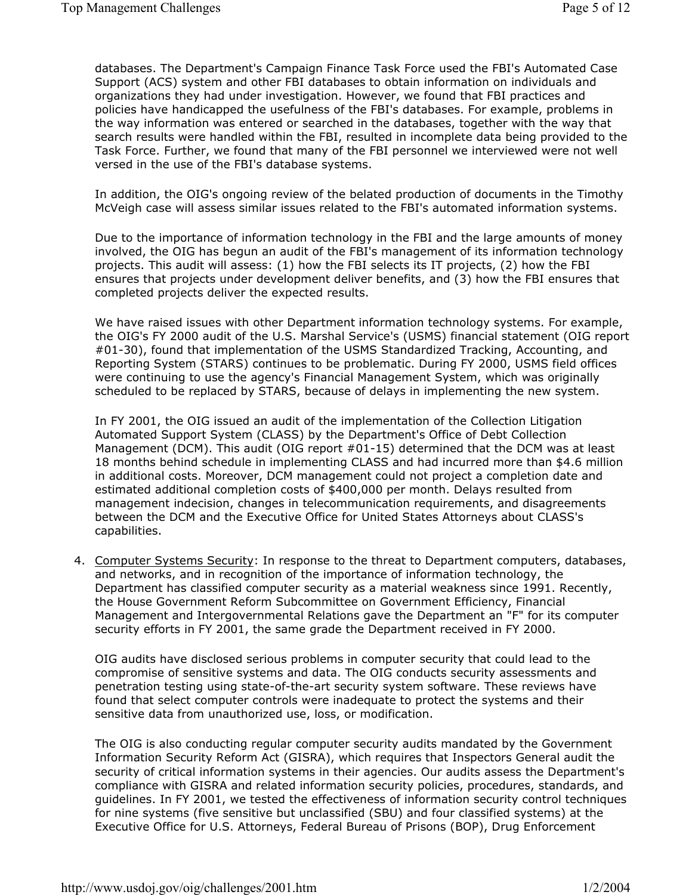databases. The Department's Campaign Finance Task Force used the FBI's Automated Case Support (ACS) system and other FBI databases to obtain information on individuals and organizations they had under investigation. However, we found that FBI practices and policies have handicapped the usefulness of the FBI's databases. For example, problems in the way information was entered or searched in the databases, together with the way that search results were handled within the FBI, resulted in incomplete data being provided to the Task Force. Further, we found that many of the FBI personnel we interviewed were not well versed in the use of the FBI's database systems.

In addition, the OIG's ongoing review of the belated production of documents in the Timothy McVeigh case will assess similar issues related to the FBI's automated information systems.

Due to the importance of information technology in the FBI and the large amounts of money involved, the OIG has begun an audit of the FBI's management of its information technology projects. This audit will assess: (1) how the FBI selects its IT projects, (2) how the FBI ensures that projects under development deliver benefits, and (3) how the FBI ensures that completed projects deliver the expected results.

We have raised issues with other Department information technology systems. For example, the OIG's FY 2000 audit of the U.S. Marshal Service's (USMS) financial statement (OIG report #01-30), found that implementation of the USMS Standardized Tracking, Accounting, and Reporting System (STARS) continues to be problematic. During FY 2000, USMS field offices were continuing to use the agency's Financial Management System, which was originally scheduled to be replaced by STARS, because of delays in implementing the new system.

In FY 2001, the OIG issued an audit of the implementation of the Collection Litigation Automated Support System (CLASS) by the Department's Office of Debt Collection Management (DCM). This audit (OIG report #01-15) determined that the DCM was at least 18 months behind schedule in implementing CLASS and had incurred more than $4.6 million in additional costs. Moreover, DCM management could not project a completion date and estimated additional completion costs of $400,000 per month. Delays resulted from management indecision, changes in telecommunication requirements, and disagreements between the DCM and the Executive Office for United States Attorneys about CLASS's capabilities.

4. Computer Systems Security: In response to the threat to Department computers, databases, and networks, and in recognition of the importance of information technology, the Department has classified computer security as a material weakness since 1991. Recently, the House Government Reform Subcommittee on Government Efficiency, Financial Management and Intergovernmental Relations gave the Department an "F" for its computer security efforts in FY 2001, the same grade the Department received in FY 2000.

   OIG audits have disclosed serious problems in computer security that could lead to the compromise of sensitive systems and data. The OIG conducts security assessments and penetration testing using state-of-the-art security system software. These reviews have found that select computer controls were inadequate to protect the systems and their sensitive data from unauthorized use, loss, or modification.

   The OIG is also conducting regular computer security audits mandated by the Government Information Security Reform Act (GISRA), which requires that Inspectors General audit the security of critical information systems in their agencies. Our audits assess the Department's compliance with GISRA and related information security policies, procedures, standards, and guidelines. In FY 2001, we tested the effectiveness of information security control techniques for nine systems (five sensitive but unclassified (SBU) and four classified systems) at the Executive Office for U.S. Attorneys, Federal Bureau of Prisons (BOP), Drug Enforcement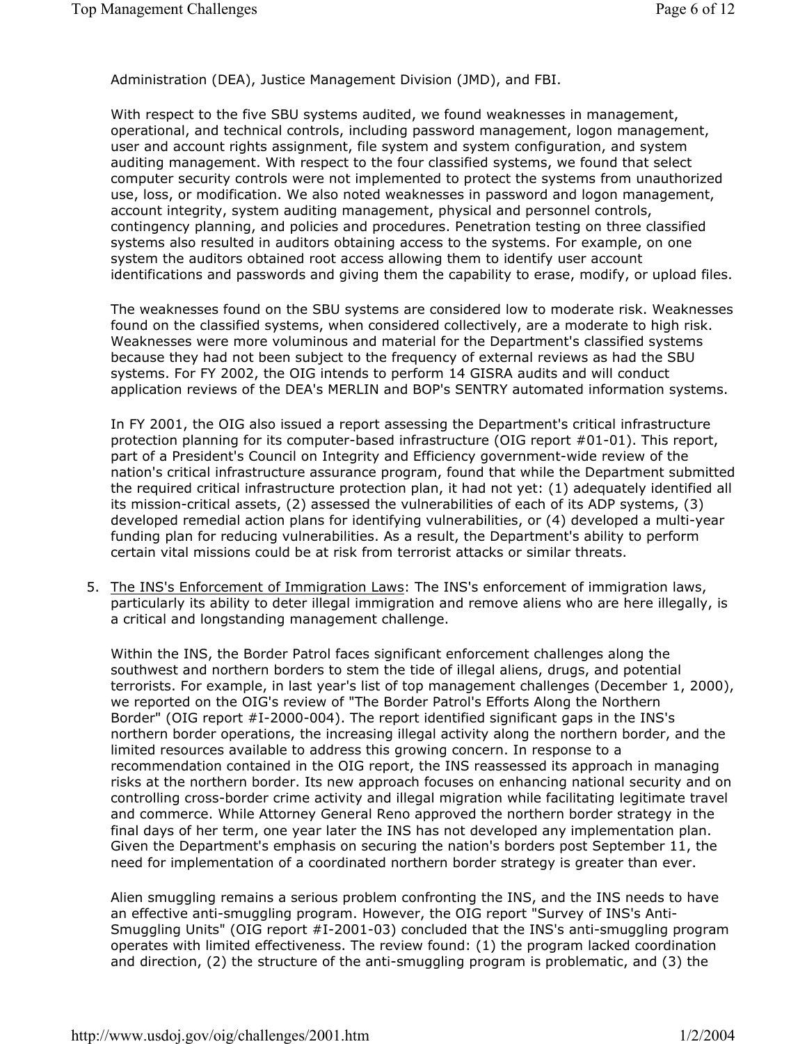Administration (DEA), Justice Management Division (JMD), and FBI.

With respect to the five SBU systems audited, we found weaknesses in management, operational, and technical controls, including password management, logon management, user and account rights assignment, file system and system configuration, and system auditing management. With respect to the four classified systems, we found that select computer security controls were not implemented to protect the systems from unauthorized use, loss, or modification. We also noted weaknesses in password and logon management, account integrity, system auditing management, physical and personnel controls, contingency planning, and policies and procedures. Penetration testing on three classified systems also resulted in auditors obtaining access to the systems. For example, on one system the auditors obtained root access allowing them to identify user account identifications and passwords and giving them the capability to erase, modify, or upload files.

The weaknesses found on the SBU systems are considered low to moderate risk. Weaknesses found on the classified systems, when considered collectively, are a moderate to high risk. Weaknesses were more voluminous and material for the Department's classified systems because they had not been subject to the frequency of external reviews as had the SBU systems. For FY 2002, the OIG intends to perform 14 GISRA audits and will conduct application reviews of the DEA's MERLIN and BOP's SENTRY automated information systems.

In FY 2001, the OIG also issued a report assessing the Department's critical infrastructure protection planning for its computer-based infrastructure (OIG report #01-01). This report, part of a President's Council on Integrity and Efficiency government-wide review of the nation's critical infrastructure assurance program, found that while the Department submitted the required critical infrastructure protection plan, it had not yet: (1) adequately identified all its mission-critical assets, (2) assessed the vulnerabilities of each of its ADP systems, (3) developed remedial action plans for identifying vulnerabilities, or (4) developed a multi-year funding plan for reducing vulnerabilities. As a result, the Department's ability to perform certain vital missions could be at risk from terrorist attacks or similar threats.

5. The INS's Enforcement of Immigration Laws: The INS's enforcement of immigration laws, particularly its ability to deter illegal immigration and remove aliens who are here illegally, is a critical and longstanding management challenge.

   Within the INS, the Border Patrol faces significant enforcement challenges along the southwest and northern borders to stem the tide of illegal aliens, drugs, and potential terrorists. For example, in last year's list of top management challenges (December 1, 2000), we reported on the OIG's review of "The Border Patrol's Efforts Along the Northern Border" (OIG report #I-2000-004). The report identified significant gaps in the INS's northern border operations, the increasing illegal activity along the northern border, and the limited resources available to address this growing concern. In response to a recommendation contained in the OIG report, the INS reassessed its approach in managing risks at the northern border. Its new approach focuses on enhancing national security and on controlling cross-border crime activity and illegal migration while facilitating legitimate travel and commerce. While Attorney General Reno approved the northern border strategy in the final days of her term, one year later the INS has not developed any implementation plan. Given the Department's emphasis on securing the nation's borders post September 11, the need for implementation of a coordinated northern border strategy is greater than ever.

   Alien smuggling remains a serious problem confronting the INS, and the INS needs to have an effective anti-smuggling program. However, the OIG report "Survey of INS's Anti-Smuggling Units" (OIG report #I-2001-03) concluded that the INS's anti-smuggling program operates with limited effectiveness. The review found: (1) the program lacked coordination and direction, (2) the structure of the anti-smuggling program is problematic, and (3) the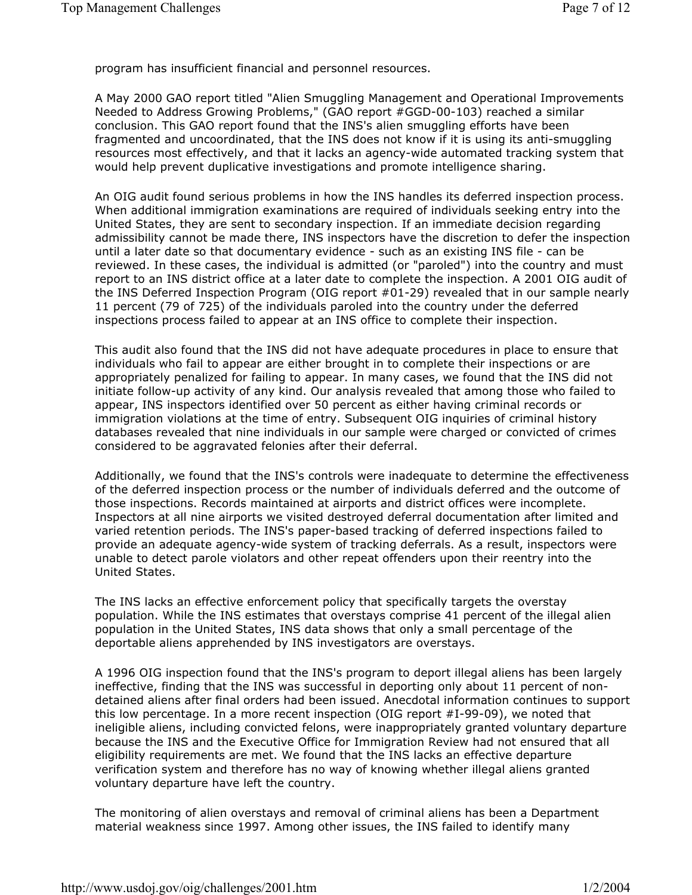program has insufficient financial and personnel resources.

A May 2000 GAO report titled "Alien Smuggling Management and Operational Improvements Needed to Address Growing Problems," (GAO report #GGD-00-103) reached a similar conclusion. This GAO report found that the INS's alien smuggling efforts have been fragmented and uncoordinated, that the INS does not know if it is using its anti-smuggling resources most effectively, and that it lacks an agency-wide automated tracking system that would help prevent duplicative investigations and promote intelligence sharing.

An OIG audit found serious problems in how the INS handles its deferred inspection process. When additional immigration examinations are required of individuals seeking entry into the United States, they are sent to secondary inspection. If an immediate decision regarding admissibility cannot be made there, INS inspectors have the discretion to defer the inspection until a later date so that documentary evidence - such as an existing INS file - can be reviewed. In these cases, the individual is admitted (or "paroled") into the country and must report to an INS district office at a later date to complete the inspection. A 2001 OIG audit of the INS Deferred Inspection Program (OIG report #01-29) revealed that in our sample nearly 11 percent (79 of 725) of the individuals paroled into the country under the deferred inspections process failed to appear at an INS office to complete their inspection.

This audit also found that the INS did not have adequate procedures in place to ensure that individuals who fail to appear are either brought in to complete their inspections or are appropriately penalized for failing to appear. In many cases, we found that the INS did not initiate follow-up activity of any kind. Our analysis revealed that among those who failed to appear, INS inspectors identified over 50 percent as either having criminal records or immigration violations at the time of entry. Subsequent OIG inquiries of criminal history databases revealed that nine individuals in our sample were charged or convicted of crimes considered to be aggravated felonies after their deferral.

Additionally, we found that the INS's controls were inadequate to determine the effectiveness of the deferred inspection process or the number of individuals deferred and the outcome of those inspections. Records maintained at airports and district offices were incomplete. Inspectors at all nine airports we visited destroyed deferral documentation after limited and varied retention periods. The INS's paper-based tracking of deferred inspections failed to provide an adequate agency-wide system of tracking deferrals. As a result, inspectors were unable to detect parole violators and other repeat offenders upon their reentry into the United States.

The INS lacks an effective enforcement policy that specifically targets the overstay population. While the INS estimates that overstays comprise 41 percent of the illegal alien population in the United States, INS data shows that only a small percentage of the deportable aliens apprehended by INS investigators are overstays.

A 1996 OIG inspection found that the INS's program to deport illegal aliens has been largely ineffective, finding that the INS was successful in deporting only about 11 percent of non-detained aliens after final orders had been issued. Anecdotal information continues to support this low percentage. In a more recent inspection (OIG report #I-99-09), we noted that ineligible aliens, including convicted felons, were inappropriately granted voluntary departure because the INS and the Executive Office for Immigration Review had not ensured that all eligibility requirements are met. We found that the INS lacks an effective departure verification system and therefore has no way of knowing whether illegal aliens granted voluntary departure have left the country.

The monitoring of alien overstays and removal of criminal aliens has been a Department material weakness since 1997. Among other issues, the INS failed to identify many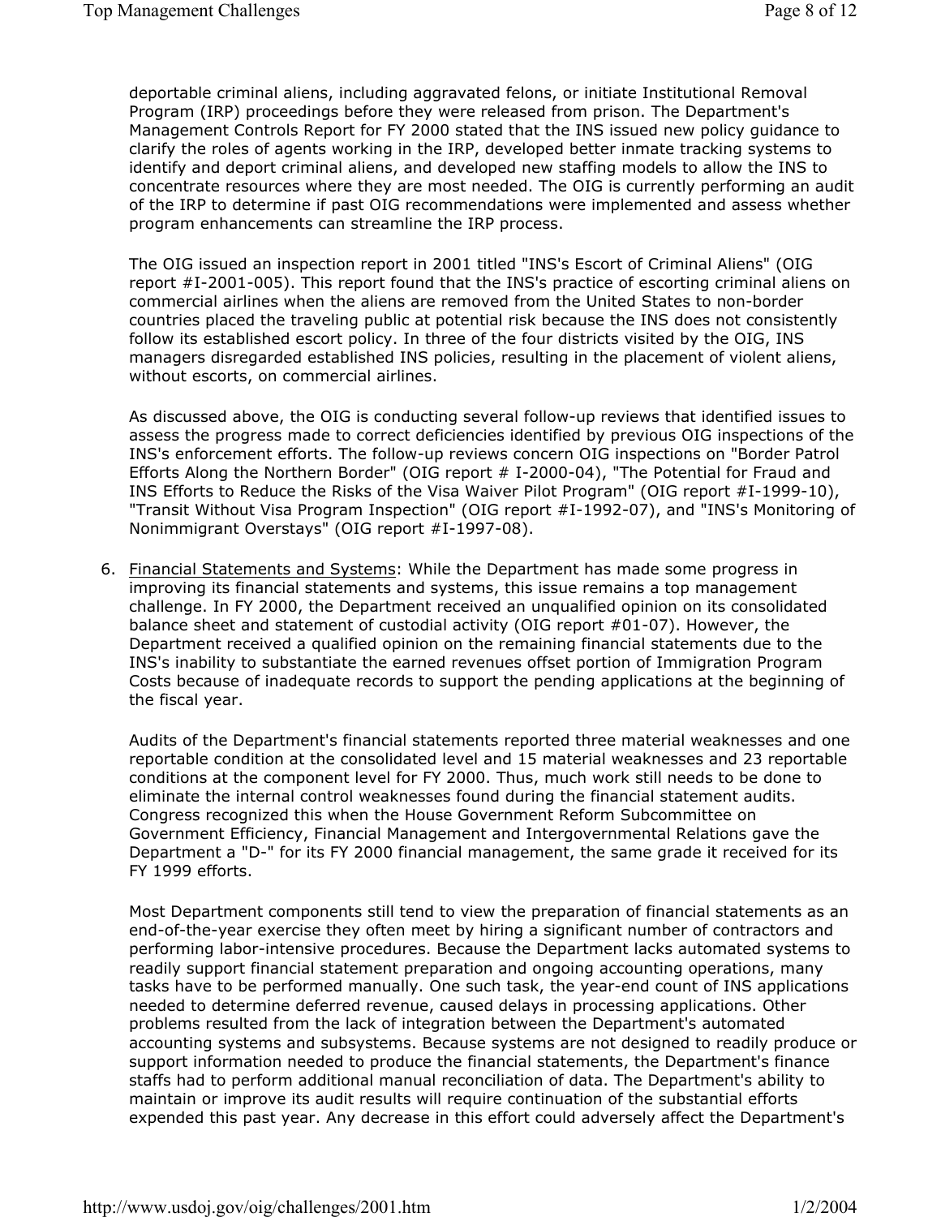deportable criminal aliens, including aggravated felons, or initiate Institutional Removal Program (IRP) proceedings before they were released from prison. The Department's Management Controls Report for FY 2000 stated that the INS issued new policy guidance to clarify the roles of agents working in the IRP, developed better inmate tracking systems to identify and deport criminal aliens, and developed new staffing models to allow the INS to concentrate resources where they are most needed. The OIG is currently performing an audit of the IRP to determine if past OIG recommendations were implemented and assess whether program enhancements can streamline the IRP process.

The OIG issued an inspection report in 2001 titled "INS's Escort of Criminal Aliens" (OIG report #I-2001-005). This report found that the INS's practice of escorting criminal aliens on commercial airlines when the aliens are removed from the United States to non-border countries placed the traveling public at potential risk because the INS does not consistently follow its established escort policy. In three of the four districts visited by the OIG, INS managers disregarded established INS policies, resulting in the placement of violent aliens, without escorts, on commercial airlines.

As discussed above, the OIG is conducting several follow-up reviews that identified issues to assess the progress made to correct deficiencies identified by previous OIG inspections of the INS's enforcement efforts. The follow-up reviews concern OIG inspections on "Border Patrol Efforts Along the Northern Border" (OIG report # I-2000-04), "The Potential for Fraud and INS Efforts to Reduce the Risks of the Visa Waiver Pilot Program" (OIG report #I-1999-10), "Transit Without Visa Program Inspection" (OIG report #I-1992-07), and "INS's Monitoring of Nonimmigrant Overstays" (OIG report #I-1997-08).

6. Financial Statements and Systems: While the Department has made some progress in improving its financial statements and systems, this issue remains a top management challenge. In FY 2000, the Department received an unqualified opinion on its consolidated balance sheet and statement of custodial activity (OIG report #01-07). However, the Department received a qualified opinion on the remaining financial statements due to the INS's inability to substantiate the earned revenues offset portion of Immigration Program Costs because of inadequate records to support the pending applications at the beginning of the fiscal year.

   Audits of the Department's financial statements reported three material weaknesses and one reportable condition at the consolidated level and 15 material weaknesses and 23 reportable conditions at the component level for FY 2000. Thus, much work still needs to be done to eliminate the internal control weaknesses found during the financial statement audits. Congress recognized this when the House Government Reform Subcommittee on Government Efficiency, Financial Management and Intergovernmental Relations gave the Department a "D-" for its FY 2000 financial management, the same grade it received for its FY 1999 efforts.

   Most Department components still tend to view the preparation of financial statements as an end-of-the-year exercise they often meet by hiring a significant number of contractors and performing labor-intensive procedures. Because the Department lacks automated systems to readily support financial statement preparation and ongoing accounting operations, many tasks have to be performed manually. One such task, the year-end count of INS applications needed to determine deferred revenue, caused delays in processing applications. Other problems resulted from the lack of integration between the Department's automated accounting systems and subsystems. Because systems are not designed to readily produce or support information needed to produce the financial statements, the Department's finance staffs had to perform additional manual reconciliation of data. The Department's ability to maintain or improve its audit results will require continuation of the substantial efforts expended this past year. Any decrease in this effort could adversely affect the Department's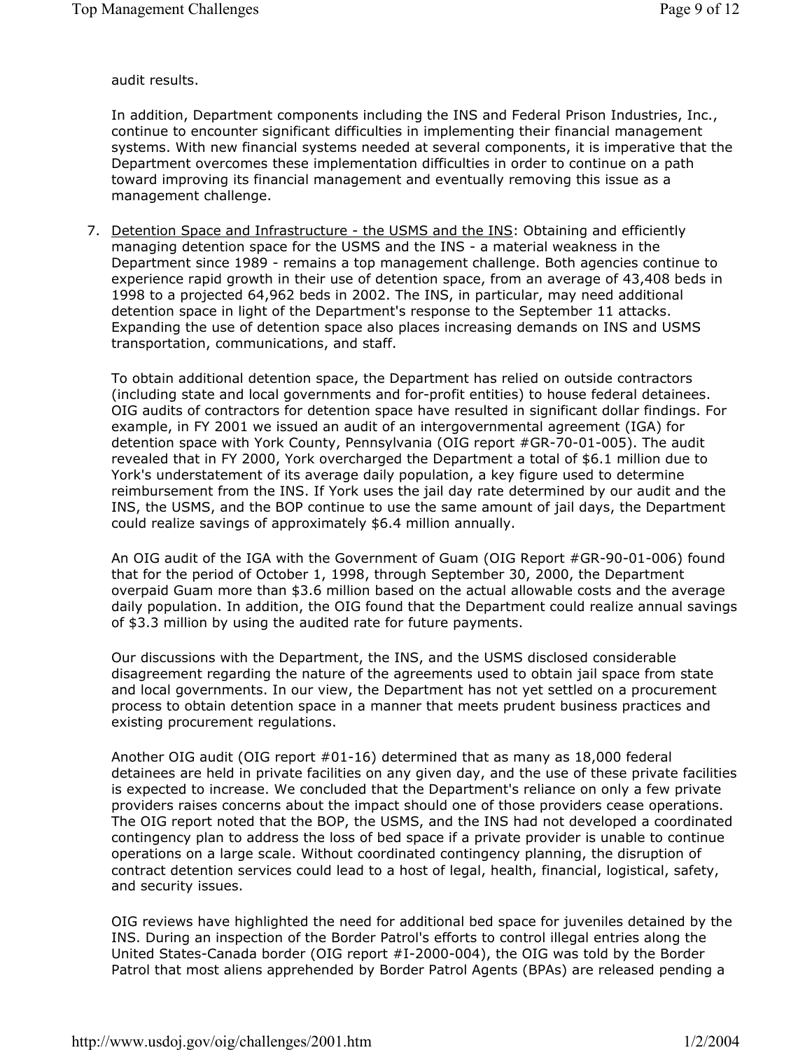audit results.

In addition, Department components including the INS and Federal Prison Industries, Inc., continue to encounter significant difficulties in implementing their financial management systems. With new financial systems needed at several components, it is imperative that the Department overcomes these implementation difficulties in order to continue on a path toward improving its financial management and eventually removing this issue as a management challenge.

7. Detention Space and Infrastructure - the USMS and the INS: Obtaining and efficiently managing detention space for the USMS and the INS - a material weakness in the Department since 1989 - remains a top management challenge. Both agencies continue to experience rapid growth in their use of detention space, from an average of 43,408 beds in 1998 to a projected 64,962 beds in 2002. The INS, in particular, may need additional detention space in light of the Department's response to the September 11 attacks. Expanding the use of detention space also places increasing demands on INS and USMS transportation, communications, and staff.

   To obtain additional detention space, the Department has relied on outside contractors (including state and local governments and for-profit entities) to house federal detainees. OIG audits of contractors for detention space have resulted in significant dollar findings. For example, in FY 2001 we issued an audit of an intergovernmental agreement (IGA) for detention space with York County, Pennsylvania (OIG report #GR-70-01-005). The audit revealed that in FY 2000, York overcharged the Department a total of $6.1 million due to York's understatement of its average daily population, a key figure used to determine reimbursement from the INS. If York uses the jail day rate determined by our audit and the INS, the USMS, and the BOP continue to use the same amount of jail days, the Department could realize savings of approximately $6.4 million annually.

   An OIG audit of the IGA with the Government of Guam (OIG Report #GR-90-01-006) found that for the period of October 1, 1998, through September 30, 2000, the Department overpaid Guam more than $3.6 million based on the actual allowable costs and the average daily population. In addition, the OIG found that the Department could realize annual savings of $3.3 million by using the audited rate for future payments.

   Our discussions with the Department, the INS, and the USMS disclosed considerable disagreement regarding the nature of the agreements used to obtain jail space from state and local governments. In our view, the Department has not yet settled on a procurement process to obtain detention space in a manner that meets prudent business practices and existing procurement regulations.

   Another OIG audit (OIG report #01-16) determined that as many as 18,000 federal detainees are held in private facilities on any given day, and the use of these private facilities is expected to increase. We concluded that the Department's reliance on only a few private providers raises concerns about the impact should one of those providers cease operations. The OIG report noted that the BOP, the USMS, and the INS had not developed a coordinated contingency plan to address the loss of bed space if a private provider is unable to continue operations on a large scale. Without coordinated contingency planning, the disruption of contract detention services could lead to a host of legal, health, financial, logistical, safety, and security issues.

   OIG reviews have highlighted the need for additional bed space for juveniles detained by the INS. During an inspection of the Border Patrol's efforts to control illegal entries along the United States-Canada border (OIG report #I-2000-004), the OIG was told by the Border Patrol that most aliens apprehended by Border Patrol Agents (BPAs) are released pending a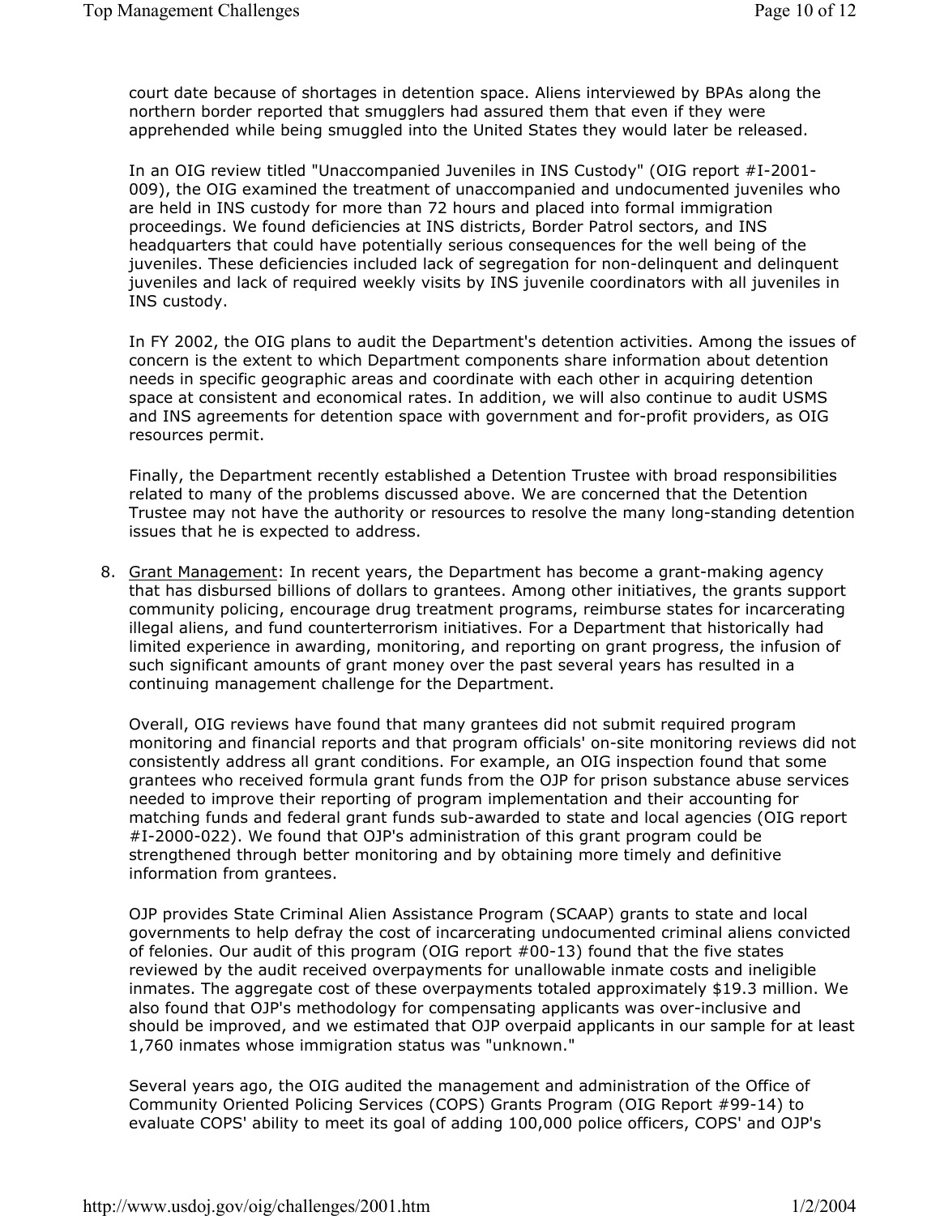court date because of shortages in detention space. Aliens interviewed by BPAs along the northern border reported that smugglers had assured them that even if they were apprehended while being smuggled into the United States they would later be released.

In an OIG review titled "Unaccompanied Juveniles in INS Custody" (OIG report #I-2001-009), the OIG examined the treatment of unaccompanied and undocumented juveniles who are held in INS custody for more than 72 hours and placed into formal immigration proceedings. We found deficiencies at INS districts, Border Patrol sectors, and INS headquarters that could have potentially serious consequences for the well being of the juveniles. These deficiencies included lack of segregation for non-delinquent and delinquent juveniles and lack of required weekly visits by INS juvenile coordinators with all juveniles in INS custody.

In FY 2002, the OIG plans to audit the Department's detention activities. Among the issues of concern is the extent to which Department components share information about detention needs in specific geographic areas and coordinate with each other in acquiring detention space at consistent and economical rates. In addition, we will also continue to audit USMS and INS agreements for detention space with government and for-profit providers, as OIG resources permit.

Finally, the Department recently established a Detention Trustee with broad responsibilities related to many of the problems discussed above. We are concerned that the Detention Trustee may not have the authority or resources to resolve the many long-standing detention issues that he is expected to address.

8. Grant Management: In recent years, the Department has become a grant-making agency that has disbursed billions of dollars to grantees. Among other initiatives, the grants support community policing, encourage drug treatment programs, reimburse states for incarcerating illegal aliens, and fund counterterrorism initiatives. For a Department that historically had limited experience in awarding, monitoring, and reporting on grant progress, the infusion of such significant amounts of grant money over the past several years has resulted in a continuing management challenge for the Department.

   Overall, OIG reviews have found that many grantees did not submit required program monitoring and financial reports and that program officials' on-site monitoring reviews did not consistently address all grant conditions. For example, an OIG inspection found that some grantees who received formula grant funds from the OJP for prison substance abuse services needed to improve their reporting of program implementation and their accounting for matching funds and federal grant funds sub-awarded to state and local agencies (OIG report #I-2000-022). We found that OJP's administration of this grant program could be strengthened through better monitoring and by obtaining more timely and definitive information from grantees.

   OJP provides State Criminal Alien Assistance Program (SCAAP) grants to state and local governments to help defray the cost of incarcerating undocumented criminal aliens convicted of felonies. Our audit of this program (OIG report #00-13) found that the five states reviewed by the audit received overpayments for unallowable inmate costs and ineligible inmates. The aggregate cost of these overpayments totaled approximately $19.3 million. We also found that OJP's methodology for compensating applicants was over-inclusive and should be improved, and we estimated that OJP overpaid applicants in our sample for at least 1,760 inmates whose immigration status was "unknown."

   Several years ago, the OIG audited the management and administration of the Office of Community Oriented Policing Services (COPS) Grants Program (OIG Report #99-14) to evaluate COPS' ability to meet its goal of adding 100,000 police officers, COPS' and OJP's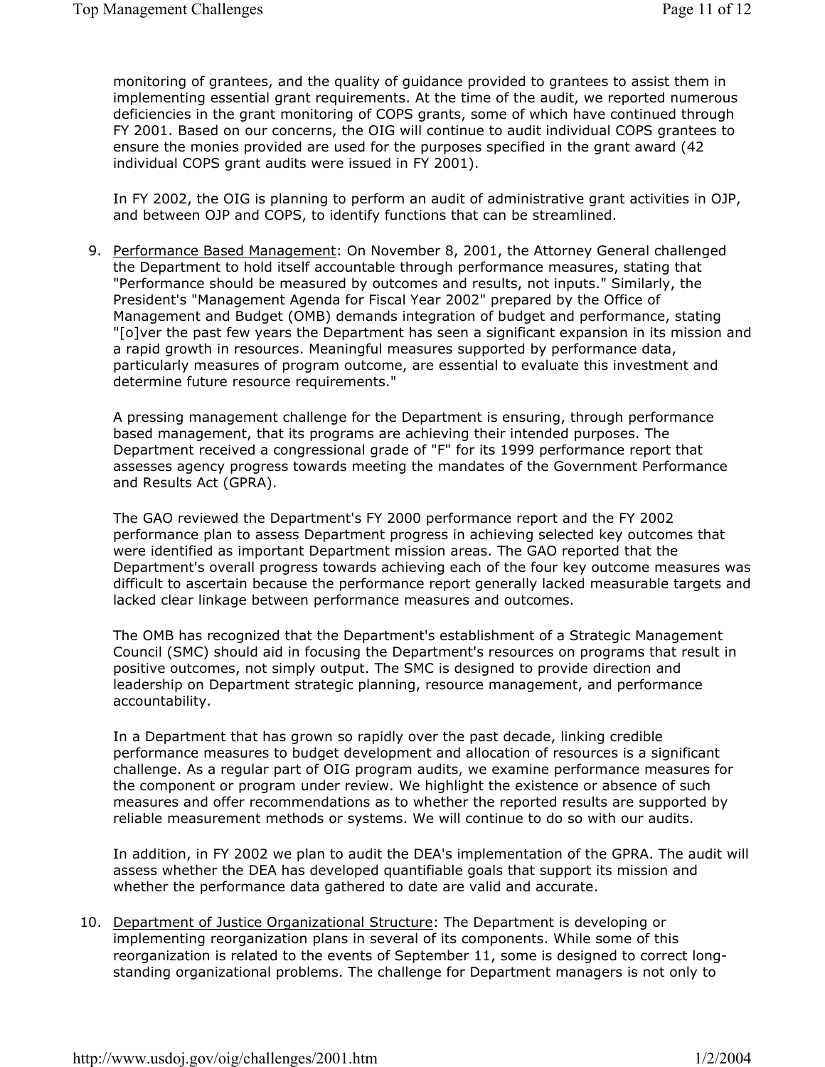monitoring of grantees, and the quality of guidance provided to grantees to assist them in implementing essential grant requirements. At the time of the audit, we reported numerous deficiencies in the grant monitoring of COPS grants, some of which have continued through FY 2001. Based on our concerns, the OIG will continue to audit individual COPS grantees to ensure the monies provided are used for the purposes specified in the grant award (42 individual COPS grant audits were issued in FY 2001).

In FY 2002, the OIG is planning to perform an audit of administrative grant activities in OJP, and between OJP and COPS, to identify functions that can be streamlined.

9. <u>Performance Based Management</u>: On November 8, 2001, the Attorney General challenged the Department to hold itself accountable through performance measures, stating that "Performance should be measured by outcomes and results, not inputs." Similarly, the President's "Management Agenda for Fiscal Year 2002" prepared by the Office of Management and Budget (OMB) demands integration of budget and performance, stating "[o]ver the past few years the Department has seen a significant expansion in its mission and a rapid growth in resources. Meaningful measures supported by performance data, particularly measures of program outcome, are essential to evaluate this investment and determine future resource requirements."

   A pressing management challenge for the Department is ensuring, through performance based management, that its programs are achieving their intended purposes. The Department received a congressional grade of "F" for its 1999 performance report that assesses agency progress towards meeting the mandates of the Government Performance and Results Act (GPRA).

   The GAO reviewed the Department's FY 2000 performance report and the FY 2002 performance plan to assess Department progress in achieving selected key outcomes that were identified as important Department mission areas. The GAO reported that the Department's overall progress towards achieving each of the four key outcome measures was difficult to ascertain because the performance report generally lacked measurable targets and lacked clear linkage between performance measures and outcomes.

   The OMB has recognized that the Department's establishment of a Strategic Management Council (SMC) should aid in focusing the Department's resources on programs that result in positive outcomes, not simply output. The SMC is designed to provide direction and leadership on Department strategic planning, resource management, and performance accountability.

   In a Department that has grown so rapidly over the past decade, linking credible performance measures to budget development and allocation of resources is a significant challenge. As a regular part of OIG program audits, we examine performance measures for the component or program under review. We highlight the existence or absence of such measures and offer recommendations as to whether the reported results are supported by reliable measurement methods or systems. We will continue to do so with our audits.

   In addition, in FY 2002 we plan to audit the DEA's implementation of the GPRA. The audit will assess whether the DEA has developed quantifiable goals that support its mission and whether the performance data gathered to date are valid and accurate.

10. <u>Department of Justice Organizational Structure</u>: The Department is developing or implementing reorganization plans in several of its components. While some of this reorganization is related to the events of September 11, some is designed to correct long-standing organizational problems. The challenge for Department managers is not only to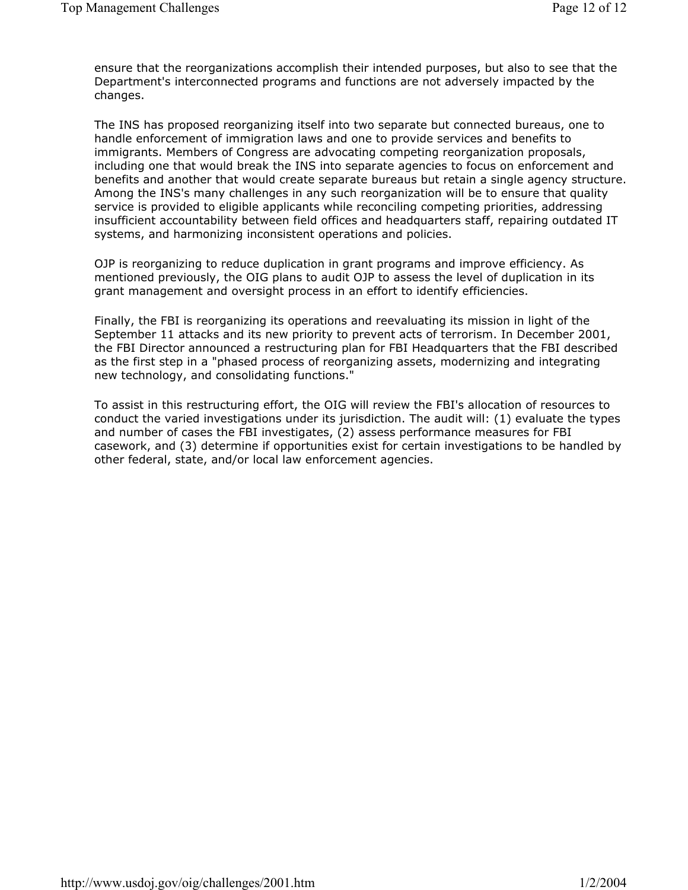ensure that the reorganizations accomplish their intended purposes, but also to see that the Department's interconnected programs and functions are not adversely impacted by the changes.

The INS has proposed reorganizing itself into two separate but connected bureaus, one to handle enforcement of immigration laws and one to provide services and benefits to immigrants. Members of Congress are advocating competing reorganization proposals, including one that would break the INS into separate agencies to focus on enforcement and benefits and another that would create separate bureaus but retain a single agency structure. Among the INS's many challenges in any such reorganization will be to ensure that quality service is provided to eligible applicants while reconciling competing priorities, addressing insufficient accountability between field offices and headquarters staff, repairing outdated IT systems, and harmonizing inconsistent operations and policies.

OJP is reorganizing to reduce duplication in grant programs and improve efficiency. As mentioned previously, the OIG plans to audit OJP to assess the level of duplication in its grant management and oversight process in an effort to identify efficiencies.

Finally, the FBI is reorganizing its operations and reevaluating its mission in light of the September 11 attacks and its new priority to prevent acts of terrorism. In December 2001, the FBI Director announced a restructuring plan for FBI Headquarters that the FBI described as the first step in a "phased process of reorganizing assets, modernizing and integrating new technology, and consolidating functions."

To assist in this restructuring effort, the OIG will review the FBI's allocation of resources to conduct the varied investigations under its jurisdiction. The audit will: (1) evaluate the types and number of cases the FBI investigates, (2) assess performance measures for FBI casework, and (3) determine if opportunities exist for certain investigations to be handled by other federal, state, and/or local law enforcement agencies.